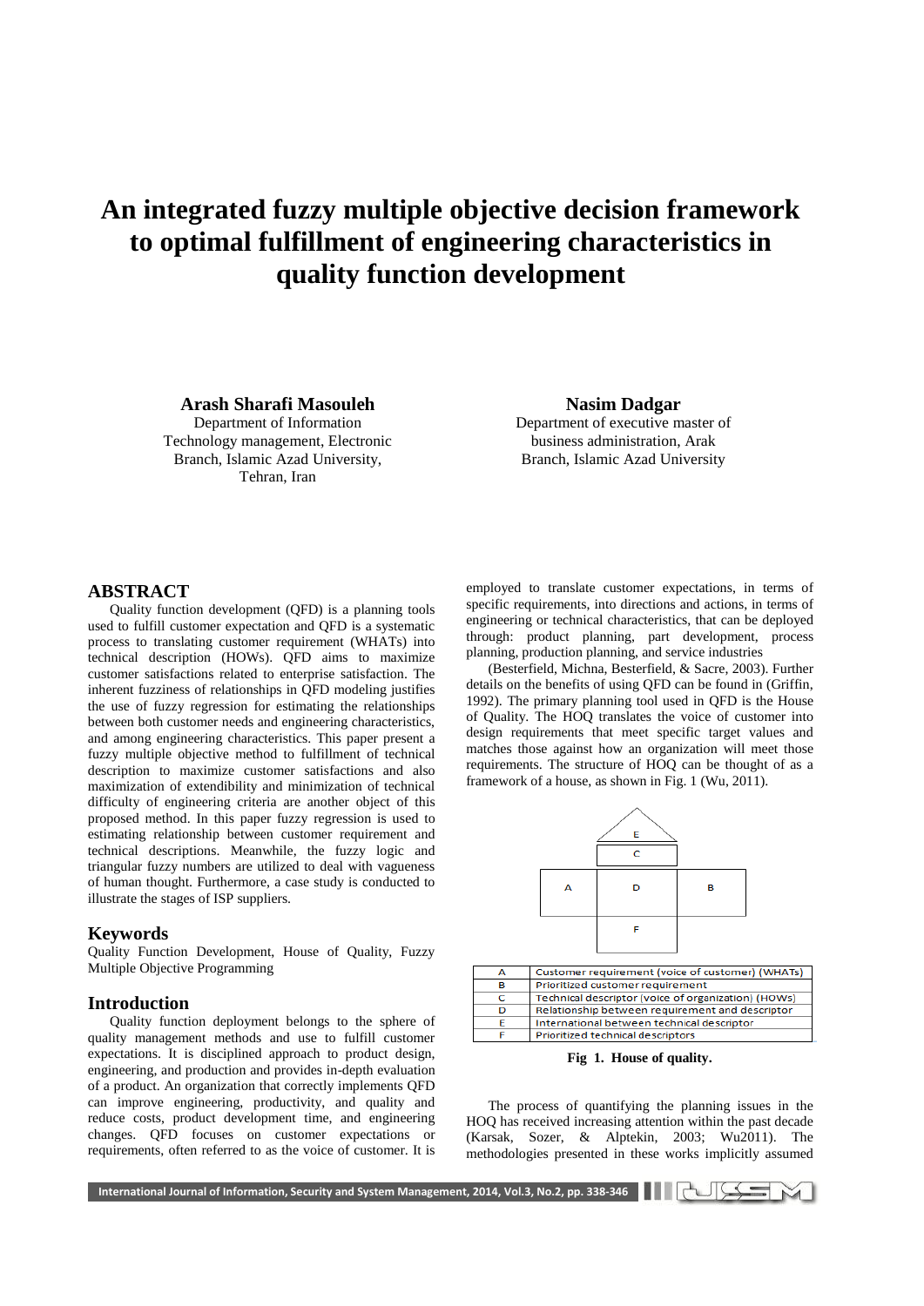# An integrated fuzzy multiple objective decision framework to optimal fulfillment of engineering characteristics in quality function development

**Arash Sharafi Masouleh**
Department of Information Technology management, Electronic Branch, Islamic Azad University, Tehran, Iran

**Nasim Dadgar**
Department of executive master of business administration, Arak Branch, Islamic Azad University

## ABSTRACT

Quality function development (QFD) is a planning tools used to fulfill customer expectation and QFD is a systematic process to translating customer requirement (WHATs) into technical description (HOWs). QFD aims to maximize customer satisfactions related to enterprise satisfaction. The inherent fuzziness of relationships in QFD modeling justifies the use of fuzzy regression for estimating the relationships between both customer needs and engineering characteristics, and among engineering characteristics. This paper present a fuzzy multiple objective method to fulfillment of technical description to maximize customer satisfactions and also maximization of extendibility and minimization of technical difficulty of engineering criteria are another object of this proposed method. In this paper fuzzy regression is used to estimating relationship between customer requirement and technical descriptions. Meanwhile, the fuzzy logic and triangular fuzzy numbers are utilized to deal with vagueness of human thought. Furthermore, a case study is conducted to illustrate the stages of ISP suppliers.

## Keywords

Quality Function Development, House of Quality, Fuzzy Multiple Objective Programming

## Introduction

Quality function deployment belongs to the sphere of quality management methods and use to fulfill customer expectations. It is disciplined approach to product design, engineering, and production and provides in-depth evaluation of a product. An organization that correctly implements QFD can improve engineering, productivity, and quality and reduce costs, product development time, and engineering changes. QFD focuses on customer expectations or requirements, often referred to as the voice of customer. It is employed to translate customer expectations, in terms of specific requirements, into directions and actions, in terms of engineering or technical characteristics, that can be deployed through: product planning, part development, process planning, production planning, and service industries

(Besterfield, Michna, Besterfield, & Sacre, 2003). Further details on the benefits of using QFD can be found in (Griffin, 1992). The primary planning tool used in QFD is the House of Quality. The HOQ translates the voice of customer into design requirements that meet specific target values and matches those against how an organization will meet those requirements. The structure of HOQ can be thought of as a framework of a house, as shown in Fig. 1 (Wu, 2011).

| | |
|---|---|
| A | Customer requirement (voice of customer) (WHATs) |
| B | Prioritized customer requirement |
| C | Technical descriptor (voice of organization) (HOWs) |
| D | Relationship between requirement and descriptor |
| E | International between technical descriptor |
| F | Prioritized technical descriptors |

**Fig 1. House of quality.**

The process of quantifying the planning issues in the HOQ has received increasing attention within the past decade (Karsak, Sozer, & Alptekin, 2003; Wu2011). The methodologies presented in these works implicitly assumed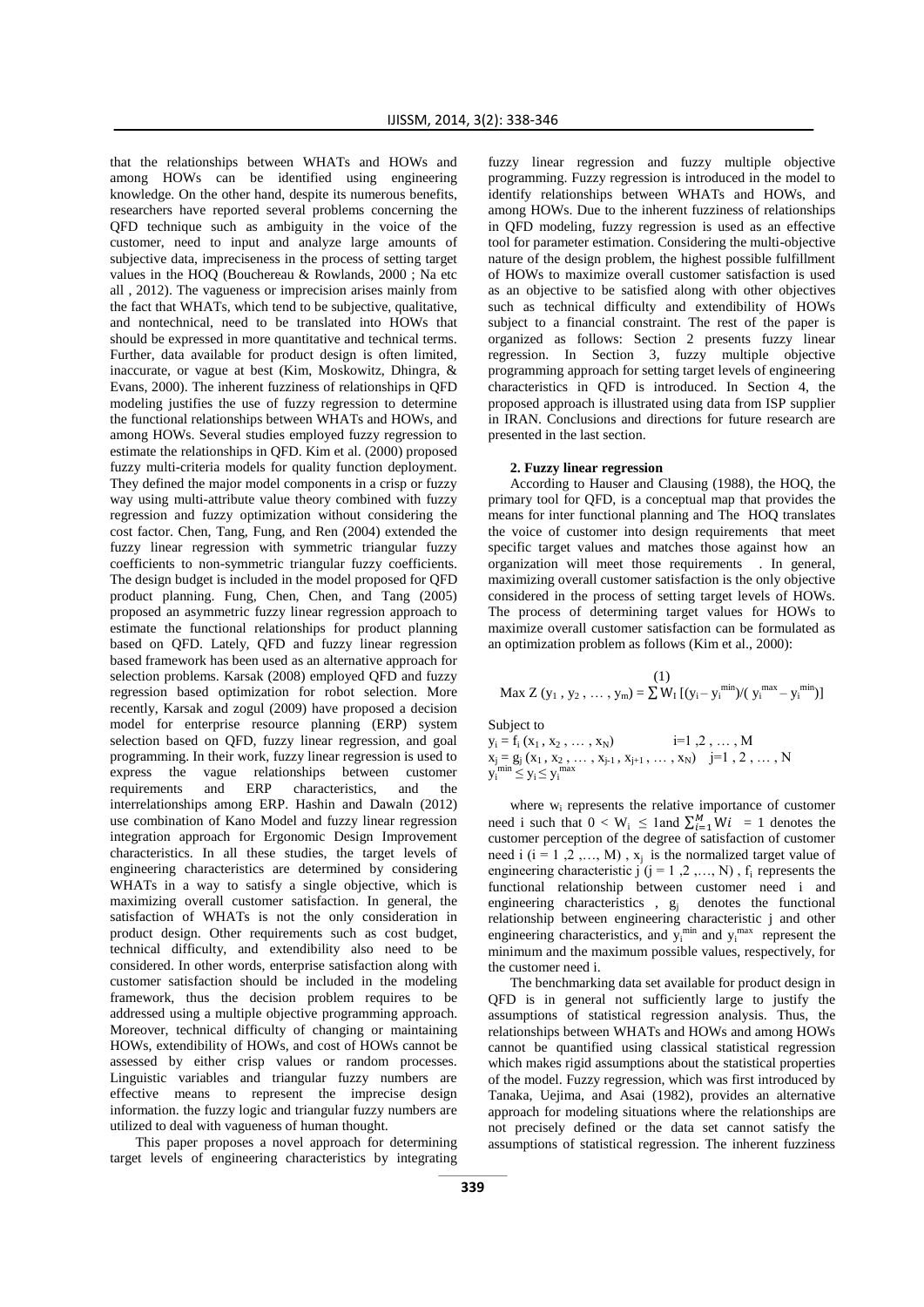that the relationships between WHATs and HOWs and among HOWs can be identified using engineering knowledge. On the other hand, despite its numerous benefits, researchers have reported several problems concerning the QFD technique such as ambiguity in the voice of the customer, need to input and analyze large amounts of subjective data, impreciseness in the process of setting target values in the HOQ (Bouchereau & Rowlands, 2000 ; Na etc all , 2012). The vagueness or imprecision arises mainly from the fact that WHATs, which tend to be subjective, qualitative, and nontechnical, need to be translated into HOWs that should be expressed in more quantitative and technical terms. Further, data available for product design is often limited, inaccurate, or vague at best (Kim, Moskowitz, Dhingra, & Evans, 2000). The inherent fuzziness of relationships in QFD modeling justifies the use of fuzzy regression to determine the functional relationships between WHATs and HOWs, and among HOWs. Several studies employed fuzzy regression to estimate the relationships in QFD. Kim et al. (2000) proposed fuzzy multi-criteria models for quality function deployment. They defined the major model components in a crisp or fuzzy way using multi-attribute value theory combined with fuzzy regression and fuzzy optimization without considering the cost factor. Chen, Tang, Fung, and Ren (2004) extended the fuzzy linear regression with symmetric triangular fuzzy coefficients to non-symmetric triangular fuzzy coefficients. The design budget is included in the model proposed for QFD product planning. Fung, Chen, Chen, and Tang (2005) proposed an asymmetric fuzzy linear regression approach to estimate the functional relationships for product planning based on QFD. Lately, QFD and fuzzy linear regression based framework has been used as an alternative approach for selection problems. Karsak (2008) employed QFD and fuzzy regression based optimization for robot selection. More recently, Karsak and zogul (2009) have proposed a decision model for enterprise resource planning (ERP) system selection based on QFD, fuzzy linear regression, and goal programming. In their work, fuzzy linear regression is used to express the vague relationships between customer requirements and ERP characteristics, and the interrelationships among ERP. Hashin and Dawaln (2012) use combination of Kano Model and fuzzy linear regression integration approach for Ergonomic Design Improvement characteristics. In all these studies, the target levels of engineering characteristics are determined by considering WHATs in a way to satisfy a single objective, which is maximizing overall customer satisfaction. In general, the satisfaction of WHATs is not the only consideration in product design. Other requirements such as cost budget, technical difficulty, and extendibility also need to be considered. In other words, enterprise satisfaction along with customer satisfaction should be included in the modeling framework, thus the decision problem requires to be addressed using a multiple objective programming approach. Moreover, technical difficulty of changing or maintaining HOWs, extendibility of HOWs, and cost of HOWs cannot be assessed by either crisp values or random processes. Linguistic variables and triangular fuzzy numbers are effective means to represent the imprecise design information. the fuzzy logic and triangular fuzzy numbers are utilized to deal with vagueness of human thought.

This paper proposes a novel approach for determining target levels of engineering characteristics by integrating fuzzy linear regression and fuzzy multiple objective programming. Fuzzy regression is introduced in the model to identify relationships between WHATs and HOWs, and among HOWs. Due to the inherent fuzziness of relationships in QFD modeling, fuzzy regression is used as an effective tool for parameter estimation. Considering the multi-objective nature of the design problem, the highest possible fulfillment of HOWs to maximize overall customer satisfaction is used as an objective to be satisfied along with other objectives such as technical difficulty and extendibility of HOWs subject to a financial constraint. The rest of the paper is organized as follows: Section 2 presents fuzzy linear regression. In Section 3, fuzzy multiple objective programming approach for setting target levels of engineering characteristics in QFD is introduced. In Section 4, the proposed approach is illustrated using data from ISP supplier in IRAN. Conclusions and directions for future research are presented in the last section.

## 2. Fuzzy linear regression

According to Hauser and Clausing (1988), the HOQ, the primary tool for QFD, is a conceptual map that provides the means for inter functional planning and The HOQ translates the voice of customer into design requirements that meet specific target values and matches those against how an organization will meet those requirements . In general, maximizing overall customer satisfaction is the only objective considered in the process of setting target levels of HOWs. The process of determining target values for HOWs to maximize overall customer satisfaction can be formulated as an optimization problem as follows (Kim et al., 2000):

$$\text{Max } Z(y_1, y_2, \dots, y_m) = \sum W_I\,[(y_i - y_i^{min})/(y_i^{max} - y_i^{min})] \tag{1}$$

Subject to

$$y_i = f_i(x_1, x_2, \dots, x_N) \qquad i = 1, 2, \dots, M$$

$$x_j = g_j(x_1, x_2, \dots, x_{j-1}, x_{j+1}, \dots, x_N) \quad j = 1, 2, \dots, N$$

$$y_i^{min} \leq y_i \leq y_i^{max}$$

where $w_i$ represents the relative importance of customer need i such that $0 < W_i \leq 1$and $\sum_{i=1}^{M} Wi = 1$ denotes the customer perception of the degree of satisfaction of customer need i ($i = 1, 2, \dots, M$) , $x_j$ is the normalized target value of engineering characteristic j ($j = 1, 2, \dots, N$) , $f_i$ represents the functional relationship between customer need i and engineering characteristics , $g_j$ denotes the functional relationship between engineering characteristic j and other engineering characteristics, and $y_i^{min}$ and $y_i^{max}$ represent the minimum and the maximum possible values, respectively, for the customer need i.

The benchmarking data set available for product design in QFD is in general not sufficiently large to justify the assumptions of statistical regression analysis. Thus, the relationships between WHATs and HOWs and among HOWs cannot be quantified using classical statistical regression which makes rigid assumptions about the statistical properties of the model. Fuzzy regression, which was first introduced by Tanaka, Uejima, and Asai (1982), provides an alternative approach for modeling situations where the relationships are not precisely defined or the data set cannot satisfy the assumptions of statistical regression. The inherent fuzziness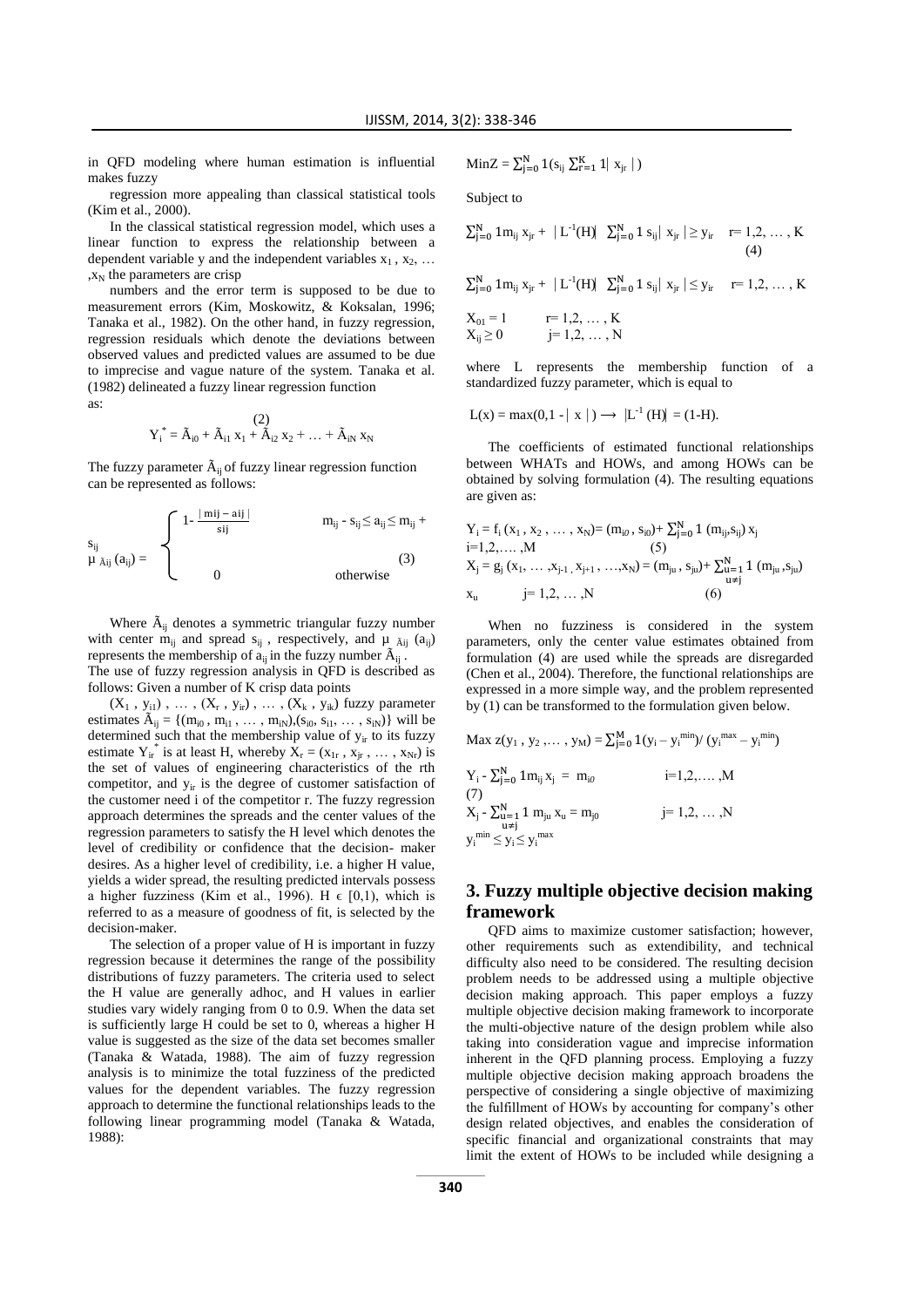in QFD modeling where human estimation is influential makes fuzzy

regression more appealing than classical statistical tools (Kim et al., 2000).

In the classical statistical regression model, which uses a linear function to express the relationship between a dependent variable y and the independent variables $x_1$, $x_2$, … , $x_N$ the parameters are crisp

numbers and the error term is supposed to be due to measurement errors (Kim, Moskowitz, & Koksalan, 1996; Tanaka et al., 1982). On the other hand, in fuzzy regression, regression residuals which denote the deviations between observed values and predicted values are assumed to be due to imprecise and vague nature of the system. Tanaka et al. (1982) delineated a fuzzy linear regression function as:

$$Y_i^* = \tilde{A}_{i0} + \tilde{A}_{i1} x_1 + \tilde{A}_{i2} x_2 + \ldots + \tilde{A}_{iN} x_N \quad (2)$$

The fuzzy parameter $\tilde{A}_{ij}$ of fuzzy linear regression function can be represented as follows:

$$\mu_{\tilde{A}ij}(a_{ij}) = \begin{cases} 1 - \frac{|m_{ij} - a_{ij}|}{s_{ij}} & m_{ij} - s_{ij} \leq a_{ij} \leq m_{ij} + s_{ij} \\ 0 & \text{otherwise} \end{cases} \quad (3)$$

Where $\tilde{A}_{ij}$ denotes a symmetric triangular fuzzy number with center $m_{ij}$ and spread $s_{ij}$, respectively, and $\mu_{\tilde{A}ij}(a_{ij})$ represents the membership of $a_{ij}$ in the fuzzy number $\tilde{A}_{ij}$.

The use of fuzzy regression analysis in QFD is described as follows: Given a number of K crisp data points

$(X_1, y_{i1})$, … , $(X_r, y_{ir})$, … , $(X_k, y_{ik})$ fuzzy parameter estimates $\tilde{A}_{ij} = \{(m_{i0}, m_{i1}, \ldots, m_{iN}), (s_{i0}, s_{i1}, \ldots, s_{iN})\}$ will be determined such that the membership value of $y_{ir}$ to its fuzzy estimate $Y_{ir}^*$ is at least H, whereby $X_r = (x_{1r}, x_{jr}, \ldots, x_{Nr})$ is the set of values of engineering characteristics of the rth competitor, and $y_{ir}$ is the degree of customer satisfaction of the customer need i of the competitor r. The fuzzy regression approach determines the spreads and the center values of the regression parameters to satisfy the H level which denotes the level of credibility or confidence that the decision- maker desires. As a higher level of credibility, i.e. a higher H value, yields a wider spread, the resulting predicted intervals possess a higher fuzziness (Kim et al., 1996). H $\epsilon$ [0,1), which is referred to as a measure of goodness of fit, is selected by the decision-maker.

The selection of a proper value of H is important in fuzzy regression because it determines the range of the possibility distributions of fuzzy parameters. The criteria used to select the H value are generally adhoc, and H values in earlier studies vary widely ranging from 0 to 0.9. When the data set is sufficiently large H could be set to 0, whereas a higher H value is suggested as the size of the data set becomes smaller (Tanaka & Watada, 1988). The aim of fuzzy regression analysis is to minimize the total fuzziness of the predicted values for the dependent variables. The fuzzy regression approach to determine the functional relationships leads to the following linear programming model (Tanaka & Watada, 1988):

$$\text{Min}Z = \sum_{j=0}^{N} 1(s_{ij} \sum_{r=1}^{K} 1|\ x_{jr}\ |)$$

Subject to

$$\sum_{j=0}^{N} 1m_{ij}\, x_{jr} + |L^{-1}(H)| \sum_{j=0}^{N} 1\, s_{ij}|\ x_{jr}\ | \geq y_{ir} \quad r = 1,2, \ldots, K \quad (4)$$

$$\sum_{j=0}^{N} 1m_{ij}\, x_{jr} + |L^{-1}(H)| \sum_{j=0}^{N} 1\, s_{ij}|\ x_{jr}\ | \leq y_{ir} \quad r = 1,2, \ldots, K$$

$$X_{01} = 1 \qquad r = 1,2, \ldots, K$$
$$X_{ij} \geq 0 \qquad j = 1,2, \ldots, N$$

where L represents the membership function of a standardized fuzzy parameter, which is equal to

$$L(x) = \max(0, 1 - |\ x\ |) \longrightarrow |L^{-1}(H)| = (1-H).$$

The coefficients of estimated functional relationships between WHATs and HOWs, and among HOWs can be obtained by solving formulation (4). The resulting equations are given as:

$$Y_i = f_i(x_1, x_2, \ldots, x_N) = (m_{i0}, s_{i0}) + \sum_{j=0}^{N} 1\,(m_{ij}, s_{ij})\, x_j \quad i = 1,2, \ldots, M \quad (5)$$

$$X_j = g_j(x_1, \ldots, x_{j-1}, x_{j+1}, \ldots, x_N) = (m_{ju}, s_{ju}) + \sum_{\substack{u=1 \\ u \neq j}}^{N} 1\,(m_{ju}, s_{ju})\, x_u \quad j = 1,2, \ldots, N \quad (6)$$

When no fuzziness is considered in the system parameters, only the center value estimates obtained from formulation (4) are used while the spreads are disregarded (Chen et al., 2004). Therefore, the functional relationships are expressed in a more simple way, and the problem represented by (1) can be transformed to the formulation given below.

$$\text{Max } z(y_1, y_2, \ldots, y_M) = \sum_{j=0}^{M} 1(y_i - y_i^{min}) / (y_i^{max} - y_i^{min})$$

$$Y_i - \sum_{j=0}^{N} 1m_{ij}\, x_j = m_{i0} \qquad i = 1,2, \ldots, M \quad (7)$$

$$X_j - \sum_{\substack{u=1 \\ u \neq j}}^{N} 1\, m_{ju}\, x_u = m_{j0} \qquad j = 1,2, \ldots, N$$

$$y_i^{min} \leq y_i \leq y_i^{max}$$

## 3. Fuzzy multiple objective decision making framework

QFD aims to maximize customer satisfaction; however, other requirements such as extendibility, and technical difficulty also need to be considered. The resulting decision problem needs to be addressed using a multiple objective decision making approach. This paper employs a fuzzy multiple objective decision making framework to incorporate the multi-objective nature of the design problem while also taking into consideration vague and imprecise information inherent in the QFD planning process. Employing a fuzzy multiple objective decision making approach broadens the perspective of considering a single objective of maximizing the fulfillment of HOWs by accounting for company's other design related objectives, and enables the consideration of specific financial and organizational constraints that may limit the extent of HOWs to be included while designing a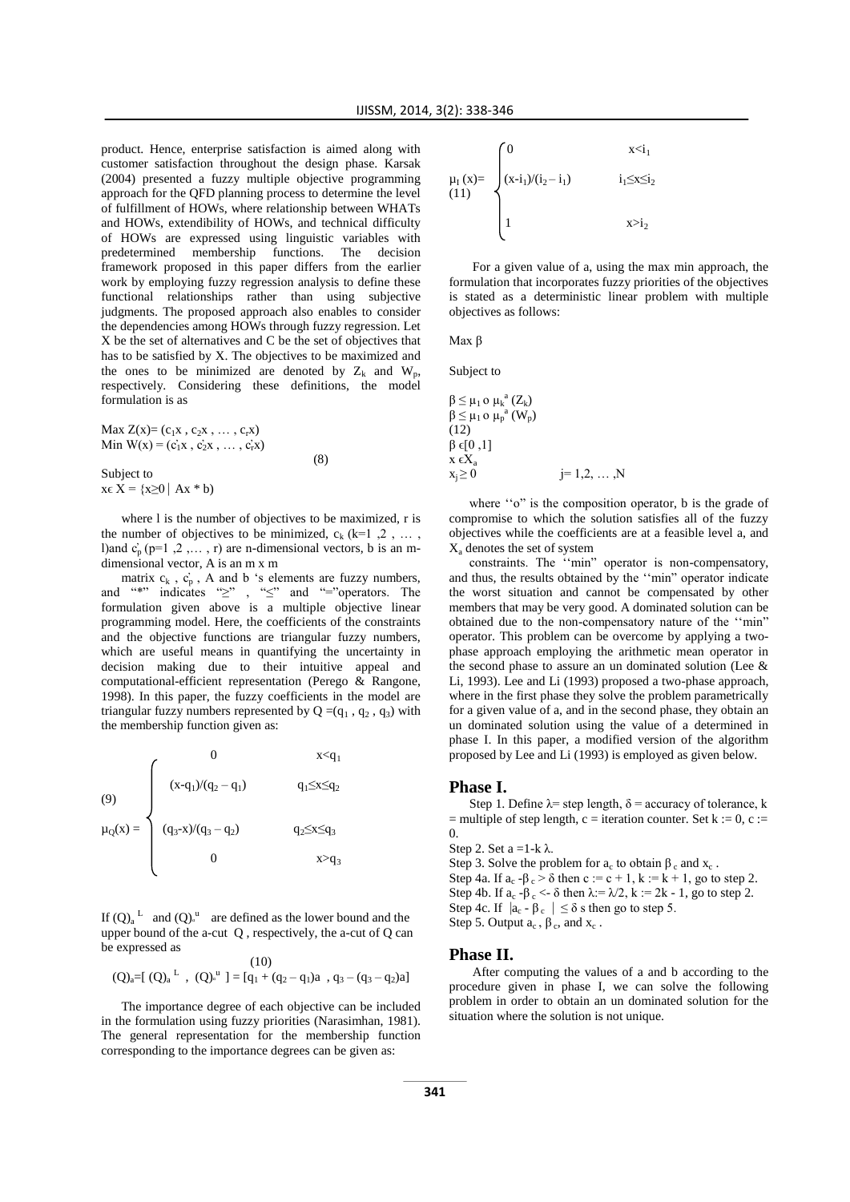product. Hence, enterprise satisfaction is aimed along with customer satisfaction throughout the design phase. Karsak (2004) presented a fuzzy multiple objective programming approach for the QFD planning process to determine the level of fulfillment of HOWs, where relationship between WHATs and HOWs, extendibility of HOWs, and technical difficulty of HOWs are expressed using linguistic variables with predetermined membership functions. The decision framework proposed in this paper differs from the earlier work by employing fuzzy regression analysis to define these functional relationships rather than using subjective judgments. The proposed approach also enables to consider the dependencies among HOWs through fuzzy regression. Let X be the set of alternatives and C be the set of objectives that has to be satisfied by X. The objectives to be maximized and the ones to be minimized are denoted by $Z_k$ and $W_p$, respectively. Considering these definitions, the model formulation is as

$$\text{Max } Z(x) = (c_1x , c_2x , \ldots , c_rx)$$
$$\text{Min } W(x) = (c_1'x , c_2'x , \ldots , c_r'x) \quad (8)$$
$$\text{Subject to}$$
$$x \epsilon X = \{x \geq 0 \mid Ax * b)$$

where l is the number of objectives to be maximized, r is the number of objectives to be minimized, $c_k$ (k=1 ,2 , … , l)and $c_p'$ (p=1 ,2 ,… , r) are n-dimensional vectors, b is an m-dimensional vector, A is an m x m

matrix $c_k$ , $c_p'$ , A and b 's elements are fuzzy numbers, and "*" indicates "≥" , "≤" and "="operators. The formulation given above is a multiple objective linear programming model. Here, the coefficients of the constraints and the objective functions are triangular fuzzy numbers, which are useful means in quantifying the uncertainty in decision making due to their intuitive appeal and computational-efficient representation (Perego & Rangone, 1998). In this paper, the fuzzy coefficients in the model are triangular fuzzy numbers represented by $Q = (q_1 , q_2 , q_3)$ with the membership function given as:

$$\mu_Q(x) = \begin{cases} 0 & x < q_1 \\ (x-q_1)/(q_2 - q_1) & q_1 \leq x \leq q_2 \\ (q_3-x)/(q_3 - q_2) & q_2 \leq x \leq q_3 \\ 0 & x > q_3 \end{cases} \quad (9)$$

If $(Q)_a^{\ L}$ and $(Q)_a^{\ u}$ are defined as the lower bound and the upper bound of the a-cut Q , respectively, the a-cut of Q can be expressed as

$$(Q)_a = [\, (Q)_a^{\ L} \ , \ (Q)_a^{\ u} \,] = [q_1 + (q_2 - q_1)a \ , \ q_3 - (q_3 - q_2)a] \quad (10)$$

The importance degree of each objective can be included in the formulation using fuzzy priorities (Narasimhan, 1981). The general representation for the membership function corresponding to the importance degrees can be given as:

$$\mu_I(x) = \begin{cases} 0 & x < i_1 \\ (x-i_1)/(i_2 - i_1) & i_1 \leq x \leq i_2 \\ 1 & x > i_2 \end{cases} \quad (11)$$

For a given value of a, using the max min approach, the formulation that incorporates fuzzy priorities of the objectives is stated as a deterministic linear problem with multiple objectives as follows:

$$\text{Max } \beta$$
$$\text{Subject to}$$
$$\beta \leq \mu_I \circ \mu_k^{\ a}(Z_k)$$
$$\beta \leq \mu_I \circ \mu_p^{\ a}(W_p) \quad (12)$$
$$\beta \,\epsilon [0 ,1]$$
$$x \,\epsilon X_a$$
$$x_j \geq 0 \qquad j = 1,2, \ldots ,N$$

where ''o'' is the composition operator, b is the grade of compromise to which the solution satisfies all of the fuzzy objectives while the coefficients are at a feasible level a, and $X_a$ denotes the set of system

constraints. The ''min'' operator is non-compensatory, and thus, the results obtained by the ''min'' operator indicate the worst situation and cannot be compensated by other members that may be very good. A dominated solution can be obtained due to the non-compensatory nature of the ''min'' operator. This problem can be overcome by applying a two-phase approach employing the arithmetic mean operator in the second phase to assure an un dominated solution (Lee & Li, 1993). Lee and Li (1993) proposed a two-phase approach, where in the first phase they solve the problem parametrically for a given value of a, and in the second phase, they obtain an un dominated solution using the value of a determined in phase I. In this paper, a modified version of the algorithm proposed by Lee and Li (1993) is employed as given below.

## Phase I.

Step 1. Define λ= step length, δ = accuracy of tolerance, k = multiple of step length, c = iteration counter. Set k := 0, c := 0.

Step 2. Set a =1-k λ.

Step 3. Solve the problem for $a_c$ to obtain $\beta_c$ and $x_c$ .

Step 4a. If $a_c - \beta_c > \delta$ then c := c + 1, k := k + 1, go to step 2.

Step 4b. If $a_c - \beta_c < - \delta$ then λ:= λ/2, k := 2k - 1, go to step 2.

Step 4c. If $|a_c - \beta_c| \leq \delta$ s then go to step 5.

Step 5. Output $a_c$ , $\beta_c$, and $x_c$ .

## Phase II.

After computing the values of a and b according to the procedure given in phase I, we can solve the following problem in order to obtain an un dominated solution for the situation where the solution is not unique.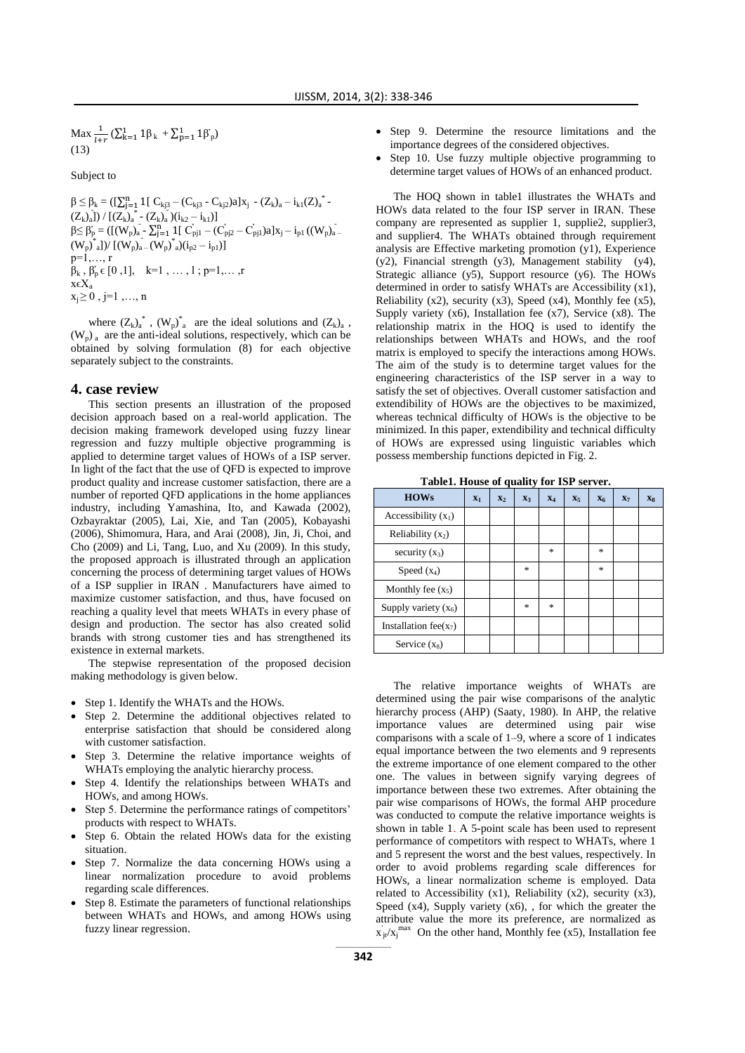$$\text{Max } \frac{1}{l+r} \left(\sum_{k=1}^{l} \beta_k + \sum_{p=1}^{l} \beta'_p\right) \quad (13)$$

Subject to

$$\beta \le \beta_k = ([\sum_{j=1}^{n} [\, C_{kj3} - (C_{kj3} - C_{kj2})a]x_j - (Z_k)_a - i_{k1}(Z)_a^{*} - (Z_k)_a^{-}]) / [(Z_k)_a^{*} - (Z_k)_a^{-})(i_{k2} - i_{k1})]$$

$$\beta \le \beta'_p = ([(W_p)_a^{-} - \sum_{j=1}^{n} [\, C'_{pj1} - (C'_{pj2} - C'_{pj1})a]x_j - i_{p1}((W_p)_a^{-} - (W_p)^{*}_a])/ [(W_p)_a^{-} - (W_p)^{*}_a)(i_{p2} - i_{p1})]$$

$p=1,\ldots, r$

$\beta_k , \beta'_p \in [0 ,1], \quad k=1 , \ldots , l ; p=1,\ldots ,r$

$x \in X_a$

$x_j \ge 0 , j=1 ,\ldots, n$

where $(Z_k)_a^{*}$ , $(W_p)^{*}_a$ are the ideal solutions and $(Z_k)_a$ , $(W_p)_a$ are the anti-ideal solutions, respectively, which can be obtained by solving formulation (8) for each objective separately subject to the constraints.

## 4. case review

This section presents an illustration of the proposed decision approach based on a real-world application. The decision making framework developed using fuzzy linear regression and fuzzy multiple objective programming is applied to determine target values of HOWs of a ISP server. In light of the fact that the use of QFD is expected to improve product quality and increase customer satisfaction, there are a number of reported QFD applications in the home appliances industry, including Yamashina, Ito, and Kawada (2002), Ozbayraktar (2005), Lai, Xie, and Tan (2005), Kobayashi (2006), Shimomura, Hara, and Arai (2008), Jin, Ji, Choi, and Cho (2009) and Li, Tang, Luo, and Xu (2009). In this study, the proposed approach is illustrated through an application concerning the process of determining target values of HOWs of a ISP supplier in IRAN . Manufacturers have aimed to maximize customer satisfaction, and thus, have focused on reaching a quality level that meets WHATs in every phase of design and production. The sector has also created solid brands with strong customer ties and has strengthened its existence in external markets.

The stepwise representation of the proposed decision making methodology is given below.

- Step 1. Identify the WHATs and the HOWs.
- Step 2. Determine the additional objectives related to enterprise satisfaction that should be considered along with customer satisfaction.
- Step 3. Determine the relative importance weights of WHATs employing the analytic hierarchy process.
- Step 4. Identify the relationships between WHATs and HOWs, and among HOWs.
- Step 5. Determine the performance ratings of competitors' products with respect to WHATs.
- Step 6. Obtain the related HOWs data for the existing situation.
- Step 7. Normalize the data concerning HOWs using a linear normalization procedure to avoid problems regarding scale differences.
- Step 8. Estimate the parameters of functional relationships between WHATs and HOWs, and among HOWs using fuzzy linear regression.
- Step 9. Determine the resource limitations and the importance degrees of the considered objectives.
- Step 10. Use fuzzy multiple objective programming to determine target values of HOWs of an enhanced product.

The HOQ shown in table1 illustrates the WHATs and HOWs data related to the four ISP server in IRAN. These company are represented as supplier 1, supplie2, supplier3, and supplier4. The WHATs obtained through requirement analysis are Effective marketing promotion (y1), Experience (y2), Financial strength (y3), Management stability (y4), Strategic alliance (y5), Support resource (y6). The HOWs determined in order to satisfy WHATs are Accessibility (x1), Reliability (x2), security (x3), Speed (x4), Monthly fee (x5), Supply variety (x6), Installation fee (x7), Service (x8). The relationship matrix in the HOQ is used to identify the relationships between WHATs and HOWs, and the roof matrix is employed to specify the interactions among HOWs. The aim of the study is to determine target values for the engineering characteristics of the ISP server in a way to satisfy the set of objectives. Overall customer satisfaction and extendibility of HOWs are the objectives to be maximized, whereas technical difficulty of HOWs is the objective to be minimized. In this paper, extendibility and technical difficulty of HOWs are expressed using linguistic variables which possess membership functions depicted in Fig. 2.

**Table1. House of quality for ISP server.**

| HOWs | $x_1$ | $x_2$ | $x_3$ | $x_4$ | $x_5$ | $x_6$ | $x_7$ | $x_8$ |
|---|---|---|---|---|---|---|---|---|
| Accessibility ($x_1$) | | | | | | | | |
| Reliability ($x_2$) | | | | | | | | |
| security ($x_3$) | | | | * | | * | | |
| Speed ($x_4$) | | | * | | | * | | |
| Monthly fee ($x_5$) | | | | | | | | |
| Supply variety ($x_6$) | | | * | * | | | | |
| Installation fee($x_7$) | | | | | | | | |
| Service ($x_8$) | | | | | | | | |

The relative importance weights of WHATs are determined using the pair wise comparisons of the analytic hierarchy process (AHP) (Saaty, 1980). In AHP, the relative importance values are determined using pair wise comparisons with a scale of 1–9, where a score of 1 indicates equal importance between the two elements and 9 represents the extreme importance of one element compared to the other one. The values in between signify varying degrees of importance between these two extremes. After obtaining the pair wise comparisons of HOWs, the formal AHP procedure was conducted to compute the relative importance weights is shown in table 1. A 5-point scale has been used to represent performance of competitors with respect to WHATs, where 1 and 5 represent the worst and the best values, respectively. In order to avoid problems regarding scale differences for HOWs, a linear normalization scheme is employed. Data related to Accessibility (x1), Reliability (x2), security (x3), Speed (x4), Supply variety (x6), , for which the greater the attribute value the more its preference, are normalized as $x'_{jr}/x_j^{max}$ On the other hand, Monthly fee (x5), Installation fee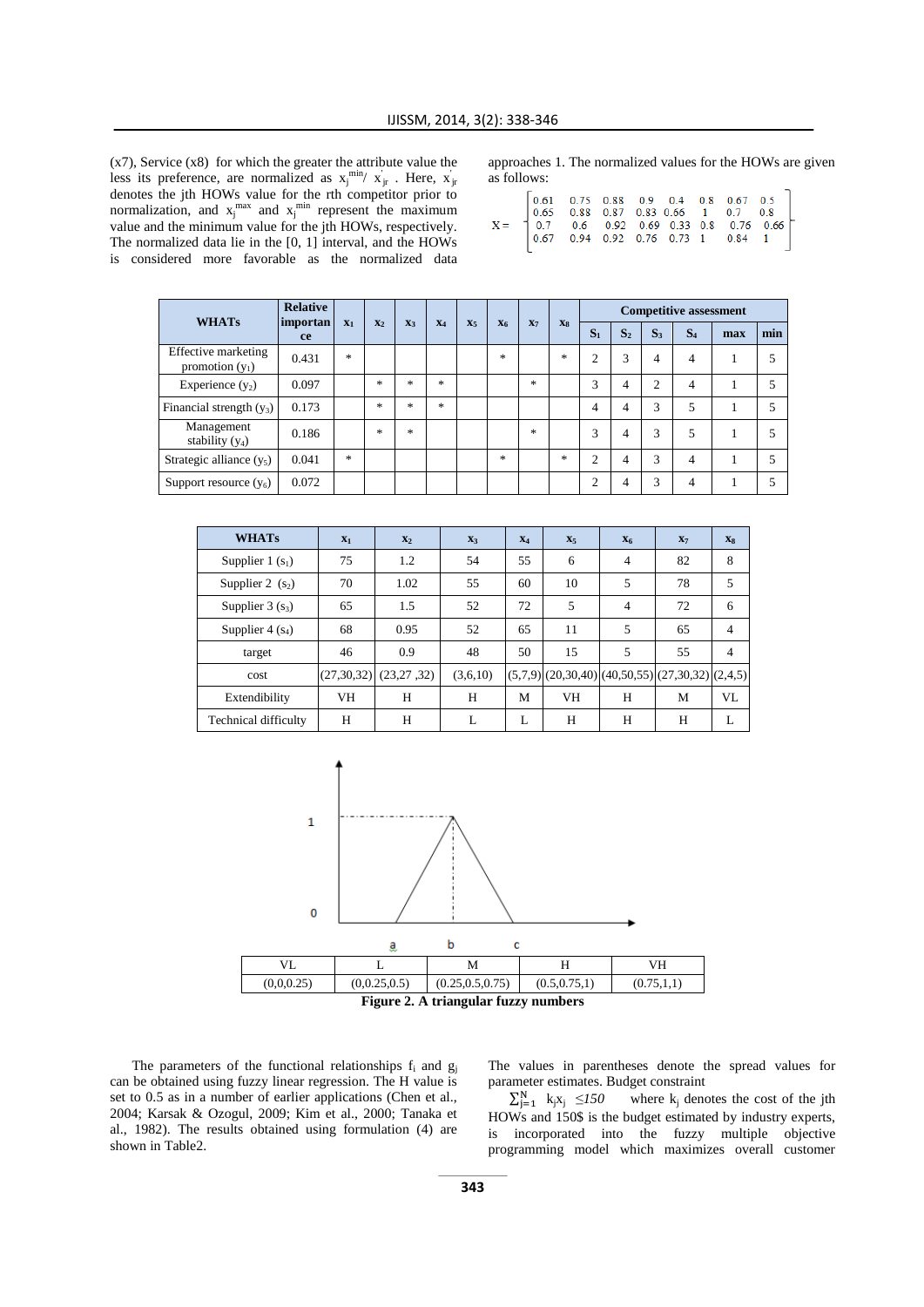(x7), Service (x8) for which the greater the attribute value the less its preference, are normalized as $x_j^{min}/ x'_{jr}$ . Here, $x'_{jr}$ denotes the jth HOWs value for the rth competitor prior to normalization, and $x_j^{max}$ and $x_j^{min}$ represent the maximum value and the minimum value for the jth HOWs, respectively. The normalized data lie in the [0, 1] interval, and the HOWs is considered more favorable as the normalized data approaches 1. The normalized values for the HOWs are given as follows:

$$X = \begin{bmatrix} 0.61 & 0.75 & 0.88 & 0.9 & 0.4 & 0.8 & 0.67 & 0.5 \\ 0.65 & 0.88 & 0.87 & 0.83 & 0.66 & 1 & 0.7 & 0.8 \\ 0.7 & 0.6 & 0.92 & 0.69 & 0.33 & 0.8 & 0.76 & 0.66 \\ 0.67 & 0.94 & 0.92 & 0.76 & 0.73 & 1 & 0.84 & 1 \end{bmatrix}$$

| WHATs | Relative importance | $x_1$ | $x_2$ | $x_3$ | $x_4$ | $x_5$ | $x_6$ | $x_7$ | $x_8$ | Competitive assessment | | | | | |
|---|---|---|---|---|---|---|---|---|---|---|---|---|---|---|---|
| | | | | | | | | | | $S_1$ | $S_2$ | $S_3$ | $S_4$ | max | min |
| Effective marketing promotion ($y_1$) | 0.431 | * | | | | | * | | * | 2 | 3 | 4 | 4 | 1 | 5 |
| Experience ($y_2$) | 0.097 | | * | * | * | | | * | | 3 | 4 | 2 | 4 | 1 | 5 |
| Financial strength ($y_3$) | 0.173 | | * | * | * | | | | | 4 | 4 | 3 | 5 | 1 | 5 |
| Management stability ($y_4$) | 0.186 | | * | * | | | | * | | 3 | 4 | 3 | 5 | 1 | 5 |
| Strategic alliance ($y_5$) | 0.041 | * | | | | | * | | * | 2 | 4 | 3 | 4 | 1 | 5 |
| Support resource ($y_6$) | 0.072 | | | | | | | | | 2 | 4 | 3 | 4 | 1 | 5 |

| WHATs | $x_1$ | $x_2$ | $x_3$ | $x_4$ | $x_5$ | $x_6$ | $x_7$ | $x_8$ |
|---|---|---|---|---|---|---|---|---|
| Supplier 1 ($s_1$) | 75 | 1.2 | 54 | 55 | 6 | 4 | 82 | 8 |
| Supplier 2 ($s_2$) | 70 | 1.02 | 55 | 60 | 10 | 5 | 78 | 5 |
| Supplier 3 ($s_3$) | 65 | 1.5 | 52 | 72 | 5 | 4 | 72 | 6 |
| Supplier 4 ($s_4$) | 68 | 0.95 | 52 | 65 | 11 | 5 | 65 | 4 |
| target | 46 | 0.9 | 48 | 50 | 15 | 5 | 55 | 4 |
| cost | (27,30,32) | (23,27 ,32) | (3,6,10) | (5,7,9) | (20,30,40) | (40,50,55) | (27,30,32) | (2,4,5) |
| Extendibility | VH | H | H | M | VH | H | M | VL |
| Technical difficulty | H | H | L | L | H | H | H | L |

| VL | L | M | H | VH |
|---|---|---|---|---|
| (0,0,0.25) | (0,0.25,0.5) | (0.25,0.5,0.75) | (0.5,0.75,1) | (0.75,1,1) |

**Figure 2. A triangular fuzzy numbers**

The parameters of the functional relationships $f_i$ and $g_j$ can be obtained using fuzzy linear regression. The H value is set to 0.5 as in a number of earlier applications (Chen et al., 2004; Karsak & Ozogul, 2009; Kim et al., 2000; Tanaka et al., 1982). The results obtained using formulation (4) are shown in Table2.

The values in parentheses denote the spread values for parameter estimates. Budget constraint

$\sum_{j=1}^{N} k_j x_j \leq 150$ where $k_j$ denotes the cost of the jth HOWs and 150$ is the budget estimated by industry experts, is incorporated into the fuzzy multiple objective programming model which maximizes overall customer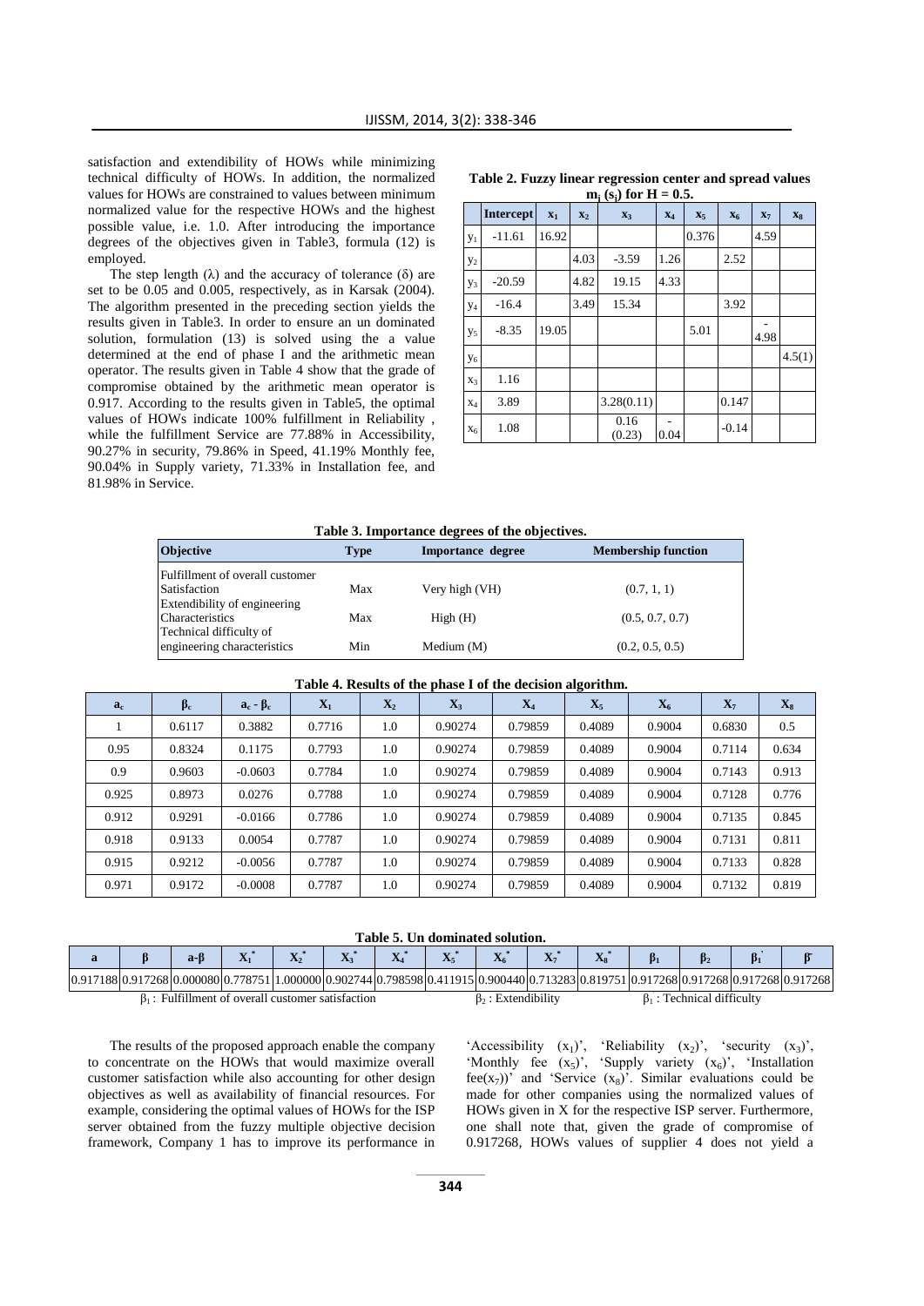satisfaction and extendibility of HOWs while minimizing technical difficulty of HOWs. In addition, the normalized values for HOWs are constrained to values between minimum normalized value for the respective HOWs and the highest possible value, i.e. 1.0. After introducing the importance degrees of the objectives given in Table3, formula (12) is employed.

The step length (λ) and the accuracy of tolerance (δ) are set to be 0.05 and 0.005, respectively, as in Karsak (2004). The algorithm presented in the preceding section yields the results given in Table3. In order to ensure an un dominated solution, formulation (13) is solved using the a value determined at the end of phase I and the arithmetic mean operator. The results given in Table 4 show that the grade of compromise obtained by the arithmetic mean operator is 0.917. According to the results given in Table5, the optimal values of HOWs indicate 100% fulfillment in Reliability , while the fulfillment Service are 77.88% in Accessibility, 90.27% in security, 79.86% in Speed, 41.19% Monthly fee, 90.04% in Supply variety, 71.33% in Installation fee, and 81.98% in Service.

**Table 2. Fuzzy linear regression center and spread values $m_j$ ($s_j$) for H = 0.5.**

| | Intercept | $x_1$ | $x_2$ | $x_3$ | $x_4$ | $x_5$ | $x_6$ | $x_7$ | $x_8$ |
|---|---|---|---|---|---|---|---|---|---|
| $y_1$ | -11.61 | 16.92 | | | | 0.376 | | 4.59 | |
| $y_2$ | | | 4.03 | -3.59 | 1.26 | | 2.52 | | |
| $y_3$ | -20.59 | | 4.82 | 19.15 | 4.33 | | | | |
| $y_4$ | -16.4 | | 3.49 | 15.34 | | | 3.92 | | |
| $y_5$ | -8.35 | 19.05 | | | | 5.01 | | -4.98 | |
| $y_6$ | | | | | | | | | 4.5(1) |
| $x_3$ | 1.16 | | | | | | | | |
| $x_4$ | 3.89 | | | 3.28(0.11) | | | 0.147 | | |
| $x_6$ | 1.08 | | | 0.16 (0.23) | -0.04 | | -0.14 | | |

**Table 3. Importance degrees of the objectives.**

| Objective | Type | Importance degree | Membership function |
|---|---|---|---|
| Fulfillment of overall customer Satisfaction | Max | Very high (VH) | (0.7, 1, 1) |
| Extendibility of engineering Characteristics | Max | High (H) | (0.5, 0.7, 0.7) |
| Technical difficulty of engineering characteristics | Min | Medium (M) | (0.2, 0.5, 0.5) |

**Table 4. Results of the phase I of the decision algorithm.**

| $a_c$ | $\beta_c$ | $a_c - \beta_c$ | $X_1$ | $X_2$ | $X_3$ | $X_4$ | $X_5$ | $X_6$ | $X_7$ | $X_8$ |
|---|---|---|---|---|---|---|---|---|---|---|
| 1 | 0.6117 | 0.3882 | 0.7716 | 1.0 | 0.90274 | 0.79859 | 0.4089 | 0.9004 | 0.6830 | 0.5 |
| 0.95 | 0.8324 | 0.1175 | 0.7793 | 1.0 | 0.90274 | 0.79859 | 0.4089 | 0.9004 | 0.7114 | 0.634 |
| 0.9 | 0.9603 | -0.0603 | 0.7784 | 1.0 | 0.90274 | 0.79859 | 0.4089 | 0.9004 | 0.7143 | 0.913 |
| 0.925 | 0.8973 | 0.0276 | 0.7788 | 1.0 | 0.90274 | 0.79859 | 0.4089 | 0.9004 | 0.7128 | 0.776 |
| 0.912 | 0.9291 | -0.0166 | 0.7786 | 1.0 | 0.90274 | 0.79859 | 0.4089 | 0.9004 | 0.7135 | 0.845 |
| 0.918 | 0.9133 | 0.0054 | 0.7787 | 1.0 | 0.90274 | 0.79859 | 0.4089 | 0.9004 | 0.7131 | 0.811 |
| 0.915 | 0.9212 | -0.0056 | 0.7787 | 1.0 | 0.90274 | 0.79859 | 0.4089 | 0.9004 | 0.7133 | 0.828 |
| 0.971 | 0.9172 | -0.0008 | 0.7787 | 1.0 | 0.90274 | 0.79859 | 0.4089 | 0.9004 | 0.7132 | 0.819 |

**Table 5. Un dominated solution.**

| a | β | a-β | $X_1^*$ | $X_2^*$ | $X_3^*$ | $X_4^*$ | $X_5^*$ | $X_6^*$ | $X_7^*$ | $X_8^*$ | $\beta_1$ | $\beta_2$ | $\beta_1'$ | $\beta'$ |
|---|---|---|---|---|---|---|---|---|---|---|---|---|---|---|
| 0.917188 | 0.917268 | 0.000080 | 0.778751 | 1.000000 | 0.902744 | 0.798598 | 0.411915 | 0.900440 | 0.713283 | 0.819751 | 0.917268 | 0.917268 | 0.917268 | 0.917268 |

$\beta_1$ : Fulfillment of overall customer satisfaction  $\beta_2$ : Extendibility  $\beta_1$ : Technical difficulty

The results of the proposed approach enable the company to concentrate on the HOWs that would maximize overall customer satisfaction while also accounting for other design objectives as well as availability of financial resources. For example, considering the optimal values of HOWs for the ISP server obtained from the fuzzy multiple objective decision framework, Company 1 has to improve its performance in 'Accessibility ($x_1$)', 'Reliability ($x_2$)', 'security ($x_3$)', 'Monthly fee ($x_5$)', 'Supply variety ($x_6$)', 'Installation fee($x_7$))' and 'Service ($x_8$)'. Similar evaluations could be made for other companies using the normalized values of HOWs given in X for the respective ISP server. Furthermore, one shall note that, given the grade of compromise of 0.917268, HOWs values of supplier 4 does not yield a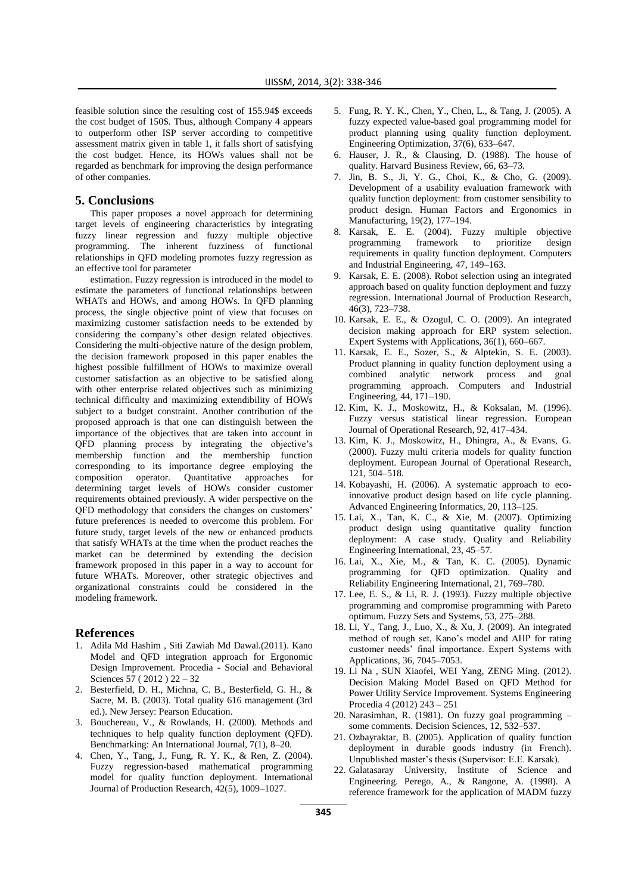feasible solution since the resulting cost of 155.94$ exceeds the cost budget of 150$. Thus, although Company 4 appears to outperform other ISP server according to competitive assessment matrix given in table 1, it falls short of satisfying the cost budget. Hence, its HOWs values shall not be regarded as benchmark for improving the design performance of other companies.

## 5. Conclusions

This paper proposes a novel approach for determining target levels of engineering characteristics by integrating fuzzy linear regression and fuzzy multiple objective programming. The inherent fuzziness of functional relationships in QFD modeling promotes fuzzy regression as an effective tool for parameter

estimation. Fuzzy regression is introduced in the model to estimate the parameters of functional relationships between WHATs and HOWs, and among HOWs. In QFD planning process, the single objective point of view that focuses on maximizing customer satisfaction needs to be extended by considering the company's other design related objectives. Considering the multi-objective nature of the design problem, the decision framework proposed in this paper enables the highest possible fulfillment of HOWs to maximize overall customer satisfaction as an objective to be satisfied along with other enterprise related objectives such as minimizing technical difficulty and maximizing extendibility of HOWs subject to a budget constraint. Another contribution of the proposed approach is that one can distinguish between the importance of the objectives that are taken into account in QFD planning process by integrating the objective's membership function and the membership function corresponding to its importance degree employing the composition operator. Quantitative approaches for determining target levels of HOWs consider customer requirements obtained previously. A wider perspective on the QFD methodology that considers the changes on customers' future preferences is needed to overcome this problem. For future study, target levels of the new or enhanced products that satisfy WHATs at the time when the product reaches the market can be determined by extending the decision framework proposed in this paper in a way to account for future WHATs. Moreover, other strategic objectives and organizational constraints could be considered in the modeling framework.

## References

1. Adila Md Hashim , Siti Zawiah Md Dawal.(2011). Kano Model and QFD integration approach for Ergonomic Design Improvement. Procedia - Social and Behavioral Sciences 57 ( 2012 ) 22 – 32
2. Besterfield, D. H., Michna, C. B., Besterfield, G. H., & Sacre, M. B. (2003). Total quality 616 management (3rd ed.). New Jersey: Pearson Education.
3. Bouchereau, V., & Rowlands, H. (2000). Methods and techniques to help quality function deployment (QFD). Benchmarking: An International Journal, 7(1), 8–20.
4. Chen, Y., Tang, J., Fung, R. Y. K., & Ren, Z. (2004). Fuzzy regression-based mathematical programming model for quality function deployment. International Journal of Production Research, 42(5), 1009–1027.
5. Fung, R. Y. K., Chen, Y., Chen, L., & Tang, J. (2005). A fuzzy expected value-based goal programming model for product planning using quality function deployment. Engineering Optimization, 37(6), 633–647.
6. Hauser, J. R., & Clausing, D. (1988). The house of quality. Harvard Business Review, 66, 63–73.
7. Jin, B. S., Ji, Y. G., Choi, K., & Cho, G. (2009). Development of a usability evaluation framework with quality function deployment: from customer sensibility to product design. Human Factors and Ergonomics in Manufacturing, 19(2), 177–194.
8. Karsak, E. E. (2004). Fuzzy multiple objective programming framework to prioritize design requirements in quality function deployment. Computers and Industrial Engineering, 47, 149–163.
9. Karsak, E. E. (2008). Robot selection using an integrated approach based on quality function deployment and fuzzy regression. International Journal of Production Research, 46(3), 723–738.
10. Karsak, E. E., & Ozogul, C. O. (2009). An integrated decision making approach for ERP system selection. Expert Systems with Applications, 36(1), 660–667.
11. Karsak, E. E., Sozer, S., & Alptekin, S. E. (2003). Product planning in quality function deployment using a combined analytic network process and goal programming approach. Computers and Industrial Engineering, 44, 171–190.
12. Kim, K. J., Moskowitz, H., & Koksalan, M. (1996). Fuzzy versus statistical linear regression. European Journal of Operational Research, 92, 417–434.
13. Kim, K. J., Moskowitz, H., Dhingra, A., & Evans, G. (2000). Fuzzy multi criteria models for quality function deployment. European Journal of Operational Research, 121, 504–518.
14. Kobayashi, H. (2006). A systematic approach to eco-innovative product design based on life cycle planning. Advanced Engineering Informatics, 20, 113–125.
15. Lai, X., Tan, K. C., & Xie, M. (2007). Optimizing product design using quantitative quality function deployment: A case study. Quality and Reliability Engineering International, 23, 45–57.
16. Lai, X., Xie, M., & Tan, K. C. (2005). Dynamic programming for QFD optimization. Quality and Reliability Engineering International, 21, 769–780.
17. Lee, E. S., & Li, R. J. (1993). Fuzzy multiple objective programming and compromise programming with Pareto optimum. Fuzzy Sets and Systems, 53, 275–288.
18. Li, Y., Tang, J., Luo, X., & Xu, J. (2009). An integrated method of rough set, Kano's model and AHP for rating customer needs' final importance. Expert Systems with Applications, 36, 7045–7053.
19. Li Na , SUN Xiaofei, WEI Yang, ZENG Ming. (2012). Decision Making Model Based on QFD Method for Power Utility Service Improvement. Systems Engineering Procedia 4 (2012) 243 – 251
20. Narasimhan, R. (1981). On fuzzy goal programming – some comments. Decision Sciences, 12, 532–537.
21. Ozbayraktar, B. (2005). Application of quality function deployment in durable goods industry (in French). Unpublished master's thesis (Supervisor: E.E. Karsak).
22. Galatasaray University, Institute of Science and Engineering. Perego, A., & Rangone, A. (1998). A reference framework for the application of MADM fuzzy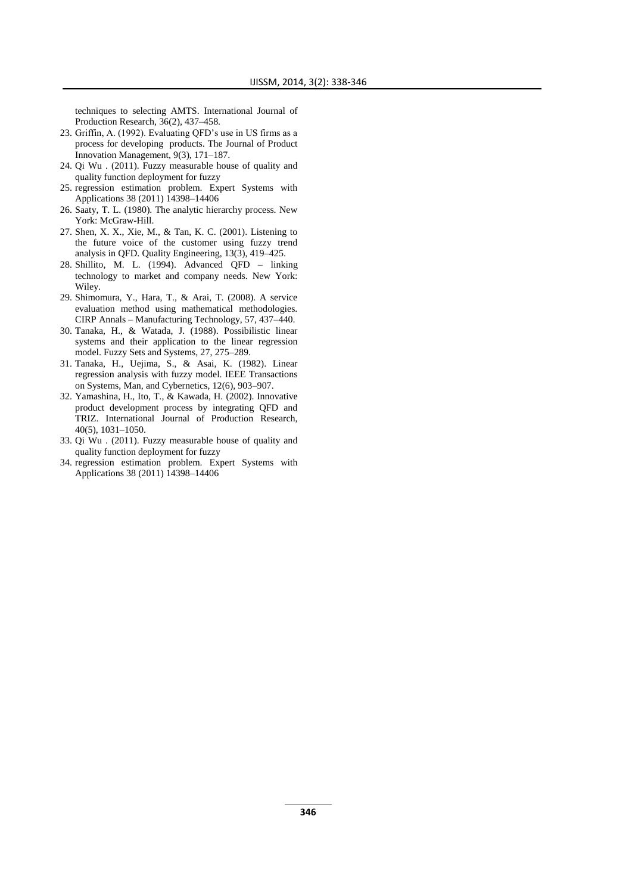techniques to selecting AMTS. International Journal of Production Research, 36(2), 437–458.

23. Griffin, A. (1992). Evaluating QFD's use in US firms as a process for developing products. The Journal of Product Innovation Management, 9(3), 171–187.
24. Qi Wu . (2011). Fuzzy measurable house of quality and quality function deployment for fuzzy
25. regression estimation problem. Expert Systems with Applications 38 (2011) 14398–14406
26. Saaty, T. L. (1980). The analytic hierarchy process. New York: McGraw-Hill.
27. Shen, X. X., Xie, M., & Tan, K. C. (2001). Listening to the future voice of the customer using fuzzy trend analysis in QFD. Quality Engineering, 13(3), 419–425.
28. Shillito, M. L. (1994). Advanced QFD – linking technology to market and company needs. New York: Wiley.
29. Shimomura, Y., Hara, T., & Arai, T. (2008). A service evaluation method using mathematical methodologies. CIRP Annals – Manufacturing Technology, 57, 437–440.
30. Tanaka, H., & Watada, J. (1988). Possibilistic linear systems and their application to the linear regression model. Fuzzy Sets and Systems, 27, 275–289.
31. Tanaka, H., Uejima, S., & Asai, K. (1982). Linear regression analysis with fuzzy model. IEEE Transactions on Systems, Man, and Cybernetics, 12(6), 903–907.
32. Yamashina, H., Ito, T., & Kawada, H. (2002). Innovative product development process by integrating QFD and TRIZ. International Journal of Production Research, 40(5), 1031–1050.
33. Qi Wu . (2011). Fuzzy measurable house of quality and quality function deployment for fuzzy
34. regression estimation problem. Expert Systems with Applications 38 (2011) 14398–14406